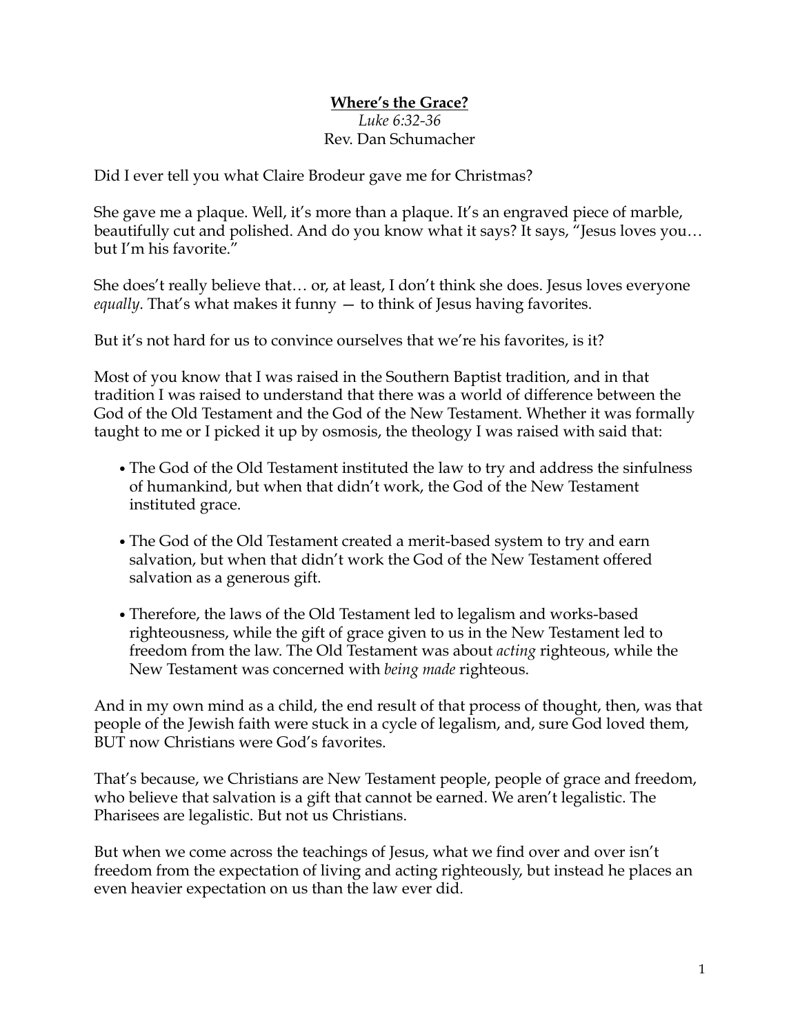# **Where's the Grace?**

*Luke 6:32-36*
Rev. Dan Schumacher

Did I ever tell you what Claire Brodeur gave me for Christmas?

She gave me a plaque. Well, it's more than a plaque. It's an engraved piece of marble, beautifully cut and polished. And do you know what it says? It says, "Jesus loves you… but I'm his favorite."

She does't really believe that… or, at least, I don't think she does. Jesus loves everyone *equally*. That's what makes it funny — to think of Jesus having favorites.

But it's not hard for us to convince ourselves that we're his favorites, is it?

Most of you know that I was raised in the Southern Baptist tradition, and in that tradition I was raised to understand that there was a world of difference between the God of the Old Testament and the God of the New Testament. Whether it was formally taught to me or I picked it up by osmosis, the theology I was raised with said that:

- The God of the Old Testament instituted the law to try and address the sinfulness of humankind, but when that didn't work, the God of the New Testament instituted grace.
- The God of the Old Testament created a merit-based system to try and earn salvation, but when that didn't work the God of the New Testament offered salvation as a generous gift.
- Therefore, the laws of the Old Testament led to legalism and works-based righteousness, while the gift of grace given to us in the New Testament led to freedom from the law. The Old Testament was about *acting* righteous, while the New Testament was concerned with *being made* righteous.

And in my own mind as a child, the end result of that process of thought, then, was that people of the Jewish faith were stuck in a cycle of legalism, and, sure God loved them, BUT now Christians were God's favorites.

That's because, we Christians are New Testament people, people of grace and freedom, who believe that salvation is a gift that cannot be earned. We aren't legalistic. The Pharisees are legalistic. But not us Christians.

But when we come across the teachings of Jesus, what we find over and over isn't freedom from the expectation of living and acting righteously, but instead he places an even heavier expectation on us than the law ever did.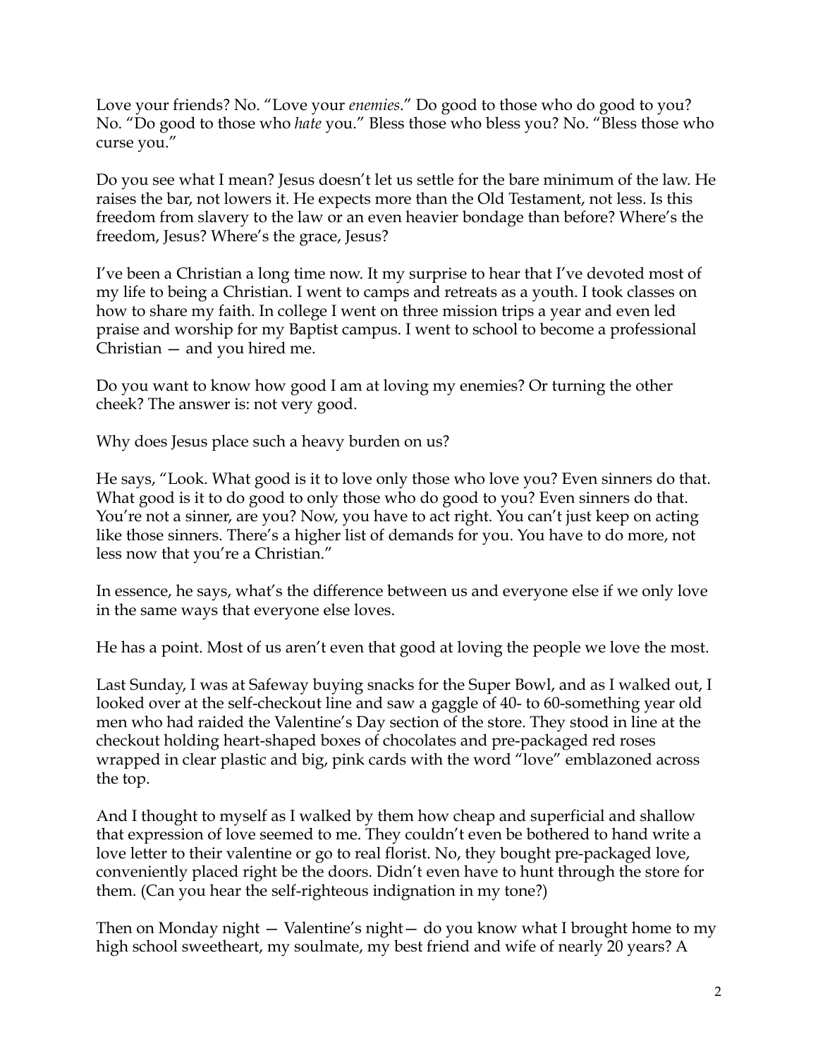Love your friends? No. "Love your *enemies*." Do good to those who do good to you? No. "Do good to those who *hate* you." Bless those who bless you? No. "Bless those who curse you."

Do you see what I mean? Jesus doesn't let us settle for the bare minimum of the law. He raises the bar, not lowers it. He expects more than the Old Testament, not less. Is this freedom from slavery to the law or an even heavier bondage than before? Where's the freedom, Jesus? Where's the grace, Jesus?

I've been a Christian a long time now. It my surprise to hear that I've devoted most of my life to being a Christian. I went to camps and retreats as a youth. I took classes on how to share my faith. In college I went on three mission trips a year and even led praise and worship for my Baptist campus. I went to school to become a professional Christian — and you hired me.

Do you want to know how good I am at loving my enemies? Or turning the other cheek? The answer is: not very good.

Why does Jesus place such a heavy burden on us?

He says, "Look. What good is it to love only those who love you? Even sinners do that. What good is it to do good to only those who do good to you? Even sinners do that. You're not a sinner, are you? Now, you have to act right. You can't just keep on acting like those sinners. There's a higher list of demands for you. You have to do more, not less now that you're a Christian."

In essence, he says, what's the difference between us and everyone else if we only love in the same ways that everyone else loves.

He has a point. Most of us aren't even that good at loving the people we love the most.

Last Sunday, I was at Safeway buying snacks for the Super Bowl, and as I walked out, I looked over at the self-checkout line and saw a gaggle of 40- to 60-something year old men who had raided the Valentine's Day section of the store. They stood in line at the checkout holding heart-shaped boxes of chocolates and pre-packaged red roses wrapped in clear plastic and big, pink cards with the word "love" emblazoned across the top.

And I thought to myself as I walked by them how cheap and superficial and shallow that expression of love seemed to me. They couldn't even be bothered to hand write a love letter to their valentine or go to real florist. No, they bought pre-packaged love, conveniently placed right be the doors. Didn't even have to hunt through the store for them. (Can you hear the self-righteous indignation in my tone?)

Then on Monday night — Valentine's night— do you know what I brought home to my high school sweetheart, my soulmate, my best friend and wife of nearly 20 years? A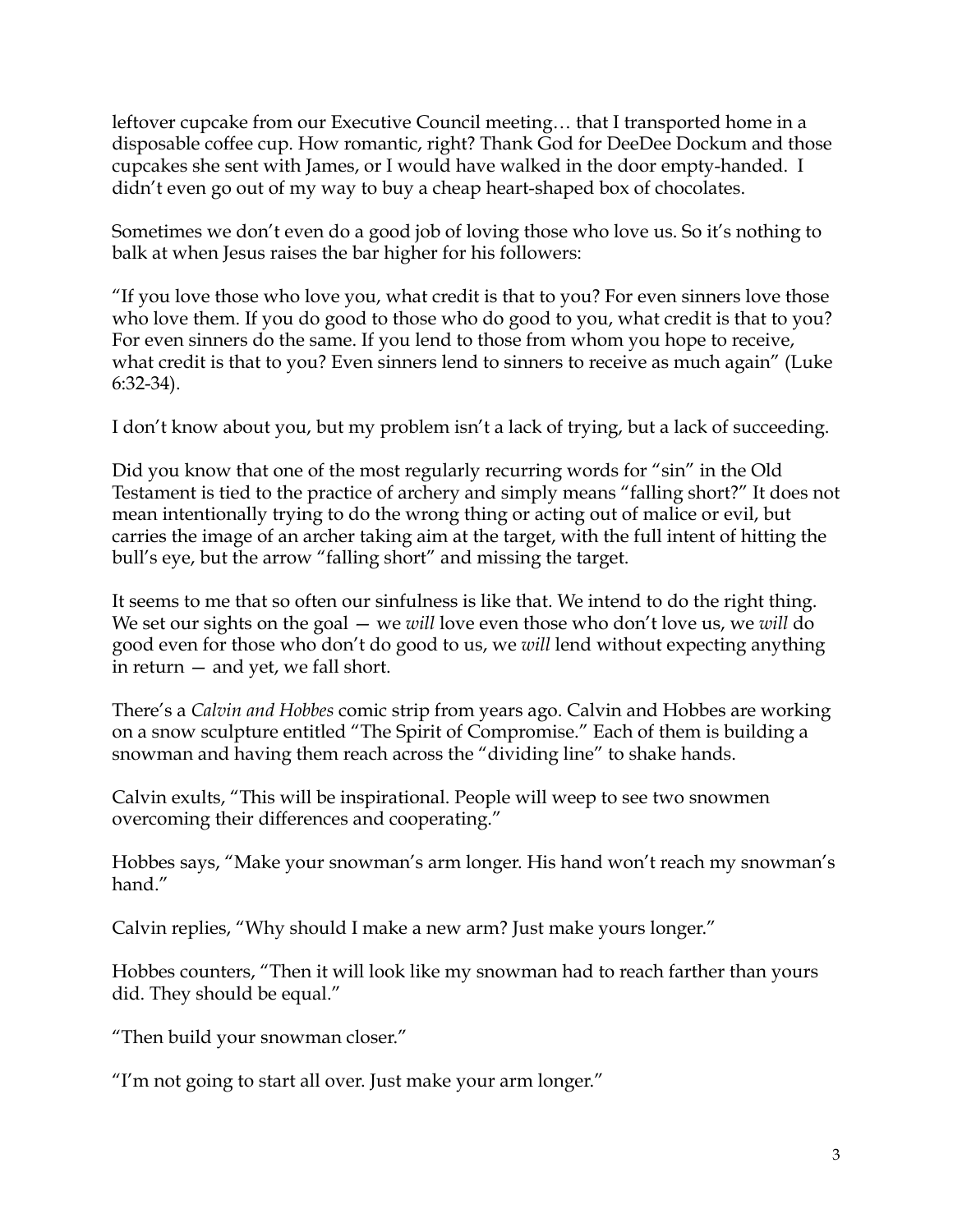leftover cupcake from our Executive Council meeting… that I transported home in a disposable coffee cup. How romantic, right? Thank God for DeeDee Dockum and those cupcakes she sent with James, or I would have walked in the door empty-handed. I didn't even go out of my way to buy a cheap heart-shaped box of chocolates.

Sometimes we don't even do a good job of loving those who love us. So it's nothing to balk at when Jesus raises the bar higher for his followers:

"If you love those who love you, what credit is that to you? For even sinners love those who love them. If you do good to those who do good to you, what credit is that to you? For even sinners do the same. If you lend to those from whom you hope to receive, what credit is that to you? Even sinners lend to sinners to receive as much again" (Luke 6:32-34).

I don't know about you, but my problem isn't a lack of trying, but a lack of succeeding.

Did you know that one of the most regularly recurring words for "sin" in the Old Testament is tied to the practice of archery and simply means "falling short?" It does not mean intentionally trying to do the wrong thing or acting out of malice or evil, but carries the image of an archer taking aim at the target, with the full intent of hitting the bull's eye, but the arrow "falling short" and missing the target.

It seems to me that so often our sinfulness is like that. We intend to do the right thing. We set our sights on the goal — we *will* love even those who don't love us, we *will* do good even for those who don't do good to us, we *will* lend without expecting anything in return — and yet, we fall short.

There's a *Calvin and Hobbes* comic strip from years ago. Calvin and Hobbes are working on a snow sculpture entitled "The Spirit of Compromise." Each of them is building a snowman and having them reach across the "dividing line" to shake hands.

Calvin exults, "This will be inspirational. People will weep to see two snowmen overcoming their differences and cooperating."

Hobbes says, "Make your snowman's arm longer. His hand won't reach my snowman's hand."

Calvin replies, "Why should I make a new arm? Just make yours longer."

Hobbes counters, "Then it will look like my snowman had to reach farther than yours did. They should be equal."

"Then build your snowman closer."

"I'm not going to start all over. Just make your arm longer."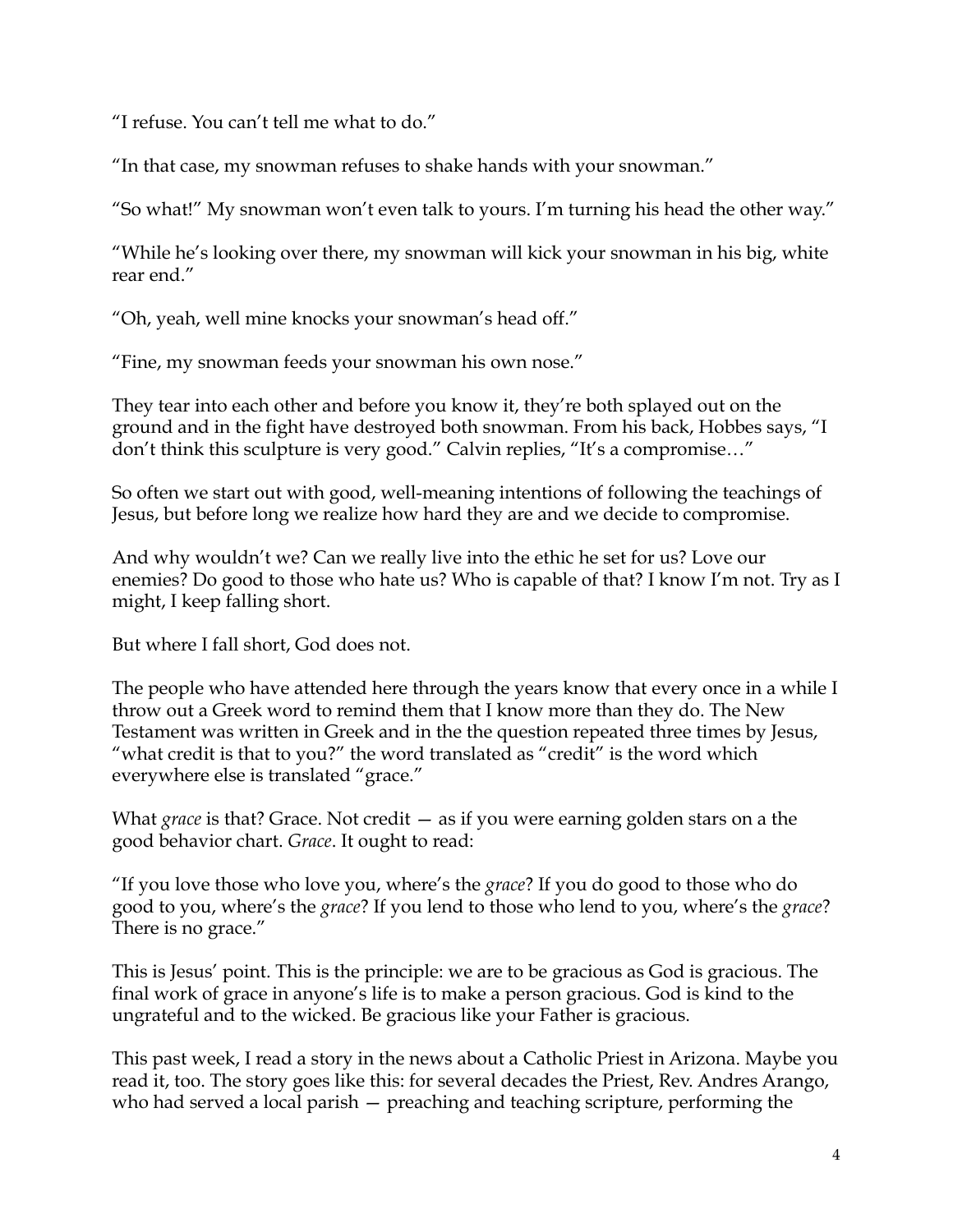"I refuse. You can't tell me what to do."

"In that case, my snowman refuses to shake hands with your snowman."

"So what!" My snowman won't even talk to yours. I'm turning his head the other way."

"While he's looking over there, my snowman will kick your snowman in his big, white rear end."

"Oh, yeah, well mine knocks your snowman's head off."

"Fine, my snowman feeds your snowman his own nose."

They tear into each other and before you know it, they're both splayed out on the ground and in the fight have destroyed both snowman. From his back, Hobbes says, "I don't think this sculpture is very good." Calvin replies, "It's a compromise…"

So often we start out with good, well-meaning intentions of following the teachings of Jesus, but before long we realize how hard they are and we decide to compromise.

And why wouldn't we? Can we really live into the ethic he set for us? Love our enemies? Do good to those who hate us? Who is capable of that? I know I'm not. Try as I might, I keep falling short.

But where I fall short, God does not.

The people who have attended here through the years know that every once in a while I throw out a Greek word to remind them that I know more than they do. The New Testament was written in Greek and in the the question repeated three times by Jesus, "what credit is that to you?" the word translated as "credit" is the word which everywhere else is translated "grace."

What *grace* is that? Grace. Not credit — as if you were earning golden stars on a the good behavior chart. *Grace*. It ought to read:

"If you love those who love you, where's the *grace*? If you do good to those who do good to you, where's the *grace*? If you lend to those who lend to you, where's the *grace*? There is no grace."

This is Jesus' point. This is the principle: we are to be gracious as God is gracious. The final work of grace in anyone's life is to make a person gracious. God is kind to the ungrateful and to the wicked. Be gracious like your Father is gracious.

This past week, I read a story in the news about a Catholic Priest in Arizona. Maybe you read it, too. The story goes like this: for several decades the Priest, Rev. Andres Arango, who had served a local parish — preaching and teaching scripture, performing the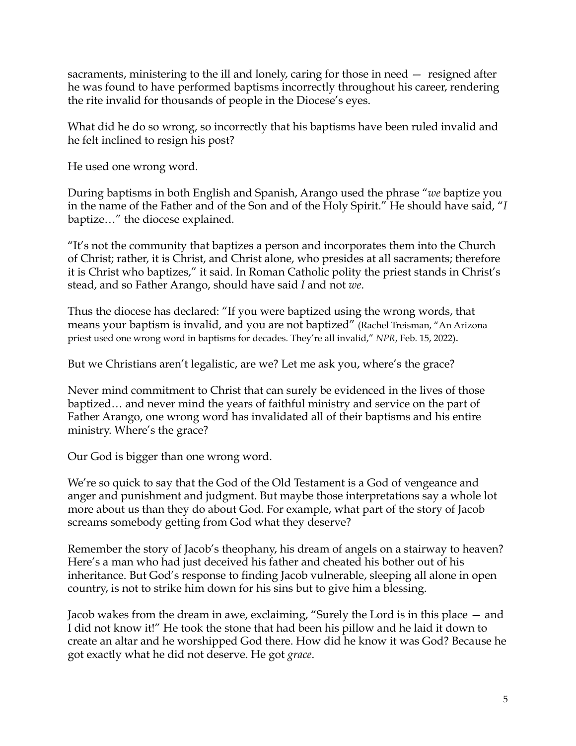sacraments, ministering to the ill and lonely, caring for those in need — resigned after he was found to have performed baptisms incorrectly throughout his career, rendering the rite invalid for thousands of people in the Diocese's eyes.

What did he do so wrong, so incorrectly that his baptisms have been ruled invalid and he felt inclined to resign his post?

He used one wrong word.

During baptisms in both English and Spanish, Arango used the phrase "*we* baptize you in the name of the Father and of the Son and of the Holy Spirit." He should have said, "*I* baptize…" the diocese explained.

"It's not the community that baptizes a person and incorporates them into the Church of Christ; rather, it is Christ, and Christ alone, who presides at all sacraments; therefore it is Christ who baptizes," it said. In Roman Catholic polity the priest stands in Christ's stead, and so Father Arango, should have said *I* and not *we*.

Thus the diocese has declared: "If you were baptized using the wrong words, that means your baptism is invalid, and you are not baptized" (Rachel Treisman, "An Arizona priest used one wrong word in baptisms for decades. They're all invalid," *NPR*, Feb. 15, 2022).

But we Christians aren't legalistic, are we? Let me ask you, where's the grace?

Never mind commitment to Christ that can surely be evidenced in the lives of those baptized… and never mind the years of faithful ministry and service on the part of Father Arango, one wrong word has invalidated all of their baptisms and his entire ministry. Where's the grace?

Our God is bigger than one wrong word.

We're so quick to say that the God of the Old Testament is a God of vengeance and anger and punishment and judgment. But maybe those interpretations say a whole lot more about us than they do about God. For example, what part of the story of Jacob screams somebody getting from God what they deserve?

Remember the story of Jacob's theophany, his dream of angels on a stairway to heaven? Here's a man who had just deceived his father and cheated his bother out of his inheritance. But God's response to finding Jacob vulnerable, sleeping all alone in open country, is not to strike him down for his sins but to give him a blessing.

Jacob wakes from the dream in awe, exclaiming, "Surely the Lord is in this place — and I did not know it!" He took the stone that had been his pillow and he laid it down to create an altar and he worshipped God there. How did he know it was God? Because he got exactly what he did not deserve. He got *grace*.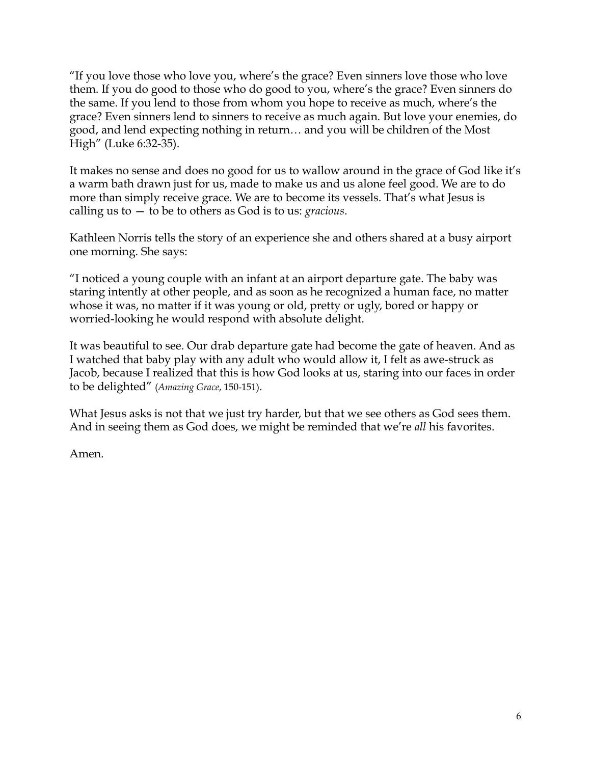"If you love those who love you, where's the grace? Even sinners love those who love them. If you do good to those who do good to you, where's the grace? Even sinners do the same. If you lend to those from whom you hope to receive as much, where's the grace? Even sinners lend to sinners to receive as much again. But love your enemies, do good, and lend expecting nothing in return… and you will be children of the Most High" (Luke 6:32-35).

It makes no sense and does no good for us to wallow around in the grace of God like it's a warm bath drawn just for us, made to make us and us alone feel good. We are to do more than simply receive grace. We are to become its vessels. That's what Jesus is calling us to — to be to others as God is to us: *gracious*.

Kathleen Norris tells the story of an experience she and others shared at a busy airport one morning. She says:

"I noticed a young couple with an infant at an airport departure gate. The baby was staring intently at other people, and as soon as he recognized a human face, no matter whose it was, no matter if it was young or old, pretty or ugly, bored or happy or worried-looking he would respond with absolute delight.

It was beautiful to see. Our drab departure gate had become the gate of heaven. And as I watched that baby play with any adult who would allow it, I felt as awe-struck as Jacob, because I realized that this is how God looks at us, staring into our faces in order to be delighted" (*Amazing Grace*, 150-151).

What Jesus asks is not that we just try harder, but that we see others as God sees them. And in seeing them as God does, we might be reminded that we're *all* his favorites.

Amen.